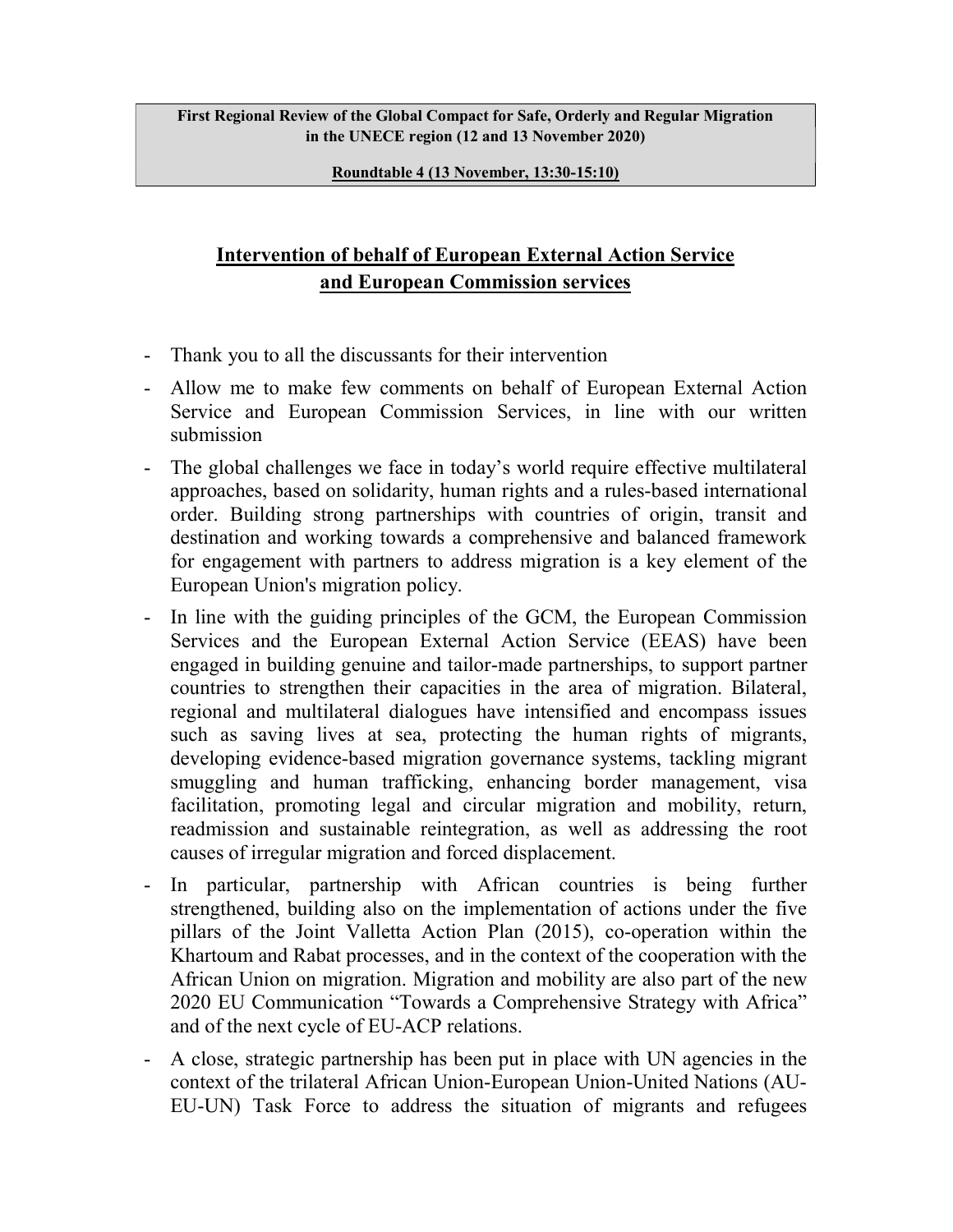**First Regional Review of the Global Compact for Safe, Orderly and Regular Migration in the UNECE region (12 and 13 November 2020)**

**Roundtable 4 (13 November, 13:30-15:10)**

## Intervention of behalf of European External Action Service and European Commission services

- Thank you to all the discussants for their intervention
- Allow me to make few comments on behalf of European External Action Service and European Commission Services, in line with our written submission
- The global challenges we face in today's world require effective multilateral approaches, based on solidarity, human rights and a rules-based international order. Building strong partnerships with countries of origin, transit and destination and working towards a comprehensive and balanced framework for engagement with partners to address migration is a key element of the European Union's migration policy.
- In line with the guiding principles of the GCM, the European Commission Services and the European External Action Service (EEAS) have been engaged in building genuine and tailor-made partnerships, to support partner countries to strengthen their capacities in the area of migration. Bilateral, regional and multilateral dialogues have intensified and encompass issues such as saving lives at sea, protecting the human rights of migrants, developing evidence-based migration governance systems, tackling migrant smuggling and human trafficking, enhancing border management, visa facilitation, promoting legal and circular migration and mobility, return, readmission and sustainable reintegration, as well as addressing the root causes of irregular migration and forced displacement.
- In particular, partnership with African countries is being further strengthened, building also on the implementation of actions under the five pillars of the Joint Valletta Action Plan (2015), co-operation within the Khartoum and Rabat processes, and in the context of the cooperation with the African Union on migration. Migration and mobility are also part of the new 2020 EU Communication "Towards a Comprehensive Strategy with Africa" and of the next cycle of EU-ACP relations.
- A close, strategic partnership has been put in place with UN agencies in the context of the trilateral African Union-European Union-United Nations (AU-EU-UN) Task Force to address the situation of migrants and refugees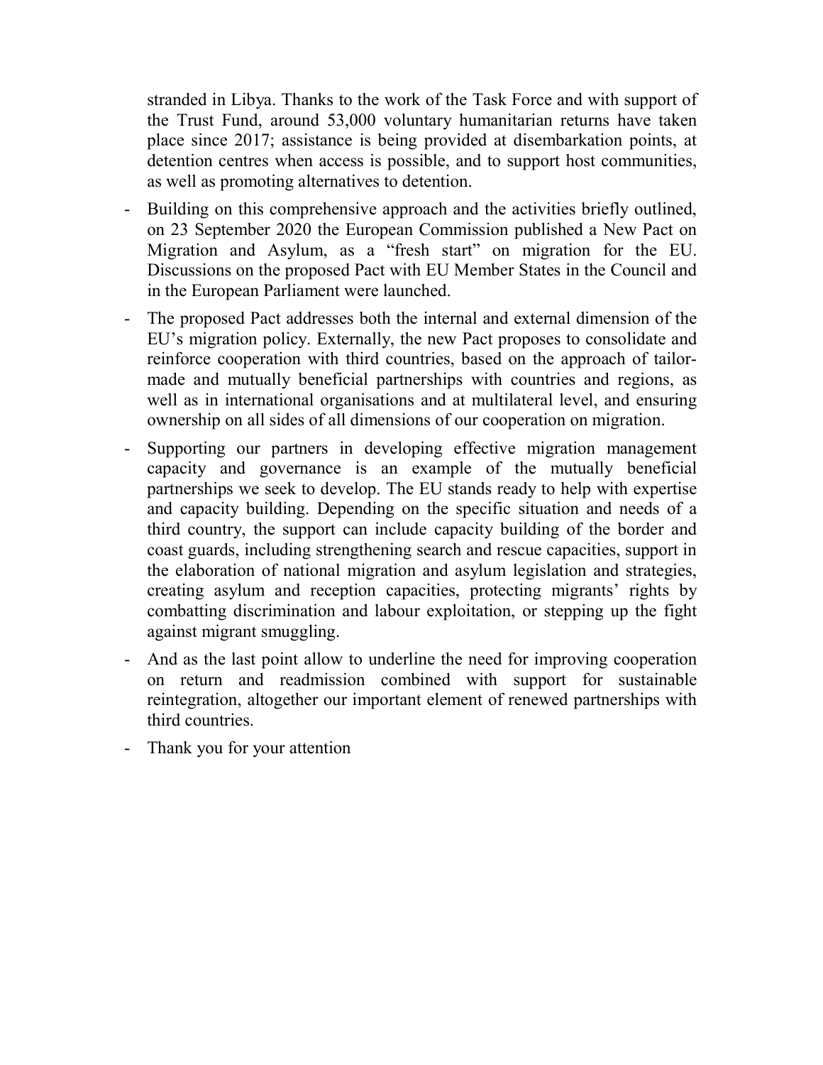stranded in Libya. Thanks to the work of the Task Force and with support of the Trust Fund, around 53,000 voluntary humanitarian returns have taken place since 2017; assistance is being provided at disembarkation points, at detention centres when access is possible, and to support host communities, as well as promoting alternatives to detention.

- Building on this comprehensive approach and the activities briefly outlined, on 23 September 2020 the European Commission published a New Pact on Migration and Asylum, as a "fresh start" on migration for the EU. Discussions on the proposed Pact with EU Member States in the Council and in the European Parliament were launched.
- The proposed Pact addresses both the internal and external dimension of the EU's migration policy. Externally, the new Pact proposes to consolidate and reinforce cooperation with third countries, based on the approach of tailor-made and mutually beneficial partnerships with countries and regions, as well as in international organisations and at multilateral level, and ensuring ownership on all sides of all dimensions of our cooperation on migration.
- Supporting our partners in developing effective migration management capacity and governance is an example of the mutually beneficial partnerships we seek to develop. The EU stands ready to help with expertise and capacity building. Depending on the specific situation and needs of a third country, the support can include capacity building of the border and coast guards, including strengthening search and rescue capacities, support in the elaboration of national migration and asylum legislation and strategies, creating asylum and reception capacities, protecting migrants' rights by combatting discrimination and labour exploitation, or stepping up the fight against migrant smuggling.
- And as the last point allow to underline the need for improving cooperation on return and readmission combined with support for sustainable reintegration, altogether our important element of renewed partnerships with third countries.
- Thank you for your attention